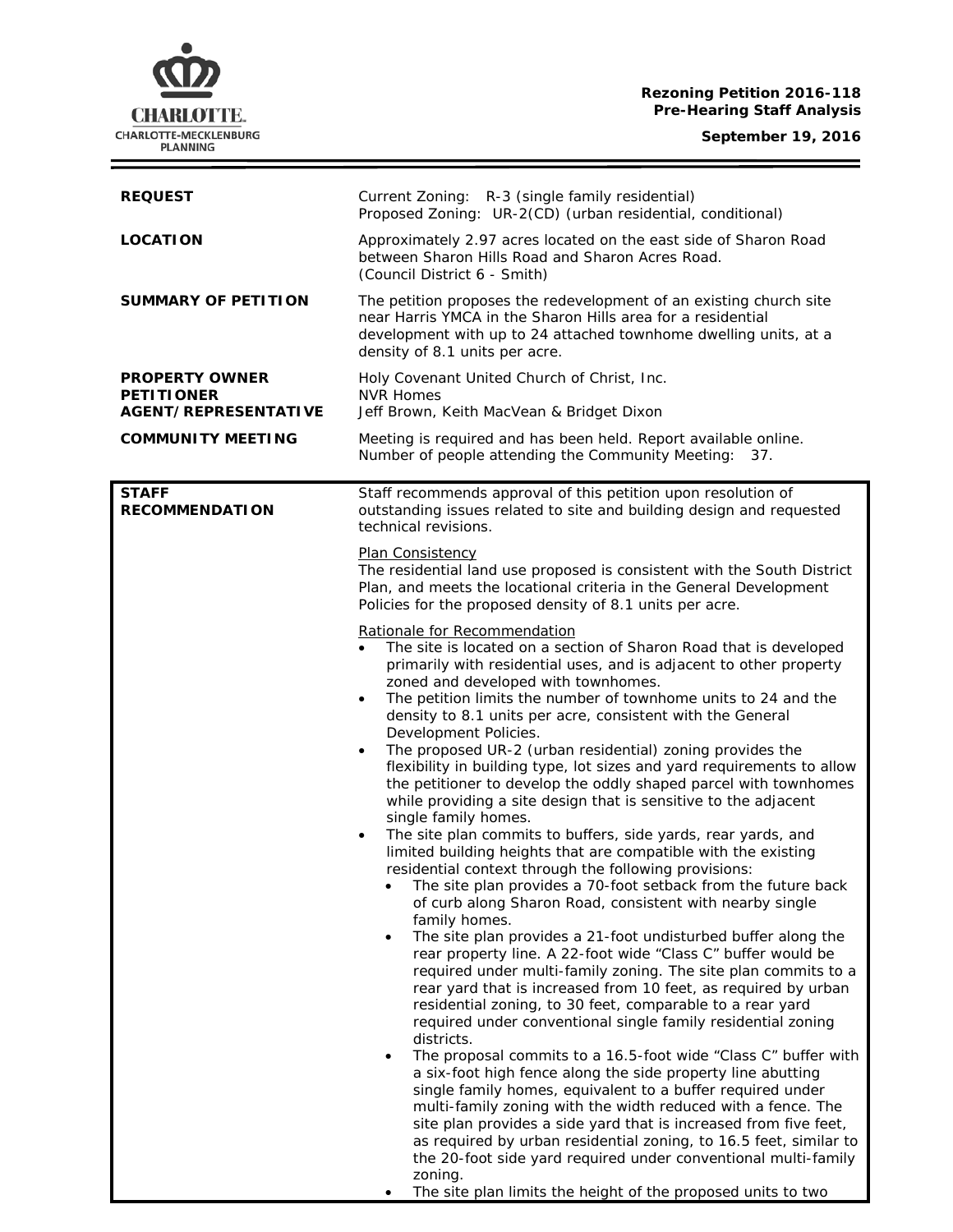**Rezoning Petition 2016-118**
**Pre-Hearing Staff Analysis**

**September 19, 2016**

| | |
|---|---|
| **REQUEST** | Current Zoning: R-3 (single family residential)<br>Proposed Zoning: UR-2(CD) (urban residential, conditional) |
| **LOCATION** | Approximately 2.97 acres located on the east side of Sharon Road between Sharon Hills Road and Sharon Acres Road.<br>(Council District 6 - Smith) |
| **SUMMARY OF PETITION** | The petition proposes the redevelopment of an existing church site near Harris YMCA in the Sharon Hills area for a residential development with up to 24 attached townhome dwelling units, at a density of 8.1 units per acre. |
| **PROPERTY OWNER**<br>**PETITIONER**<br>**AGENT/REPRESENTATIVE** | Holy Covenant United Church of Christ, Inc.<br>NVR Homes<br>Jeff Brown, Keith MacVean & Bridget Dixon |
| **COMMUNITY MEETING** | Meeting is required and has been held. Report available online.<br>Number of people attending the Community Meeting: 37. |

**STAFF RECOMMENDATION**

Staff recommends approval of this petition upon resolution of outstanding issues related to site and building design and requested technical revisions.

Plan Consistency

The residential land use proposed is consistent with the South District Plan, and meets the locational criteria in the General Development Policies for the proposed density of 8.1 units per acre.

Rationale for Recommendation

- The site is located on a section of Sharon Road that is developed primarily with residential uses, and is adjacent to other property zoned and developed with townhomes.
- The petition limits the number of townhome units to 24 and the density to 8.1 units per acre, consistent with the General Development Policies.
- The proposed UR-2 (urban residential) zoning provides the flexibility in building type, lot sizes and yard requirements to allow the petitioner to develop the oddly shaped parcel with townhomes while providing a site design that is sensitive to the adjacent single family homes.
- The site plan commits to buffers, side yards, rear yards, and limited building heights that are compatible with the existing residential context through the following provisions:
  - The site plan provides a 70-foot setback from the future back of curb along Sharon Road, consistent with nearby single family homes.
  - The site plan provides a 21-foot undisturbed buffer along the rear property line. A 22-foot wide "Class C" buffer would be required under multi-family zoning. The site plan commits to a rear yard that is increased from 10 feet, as required by urban residential zoning, to 30 feet, comparable to a rear yard required under conventional single family residential zoning districts.
  - The proposal commits to a 16.5-foot wide "Class C" buffer with a six-foot high fence along the side property line abutting single family homes, equivalent to a buffer required under multi-family zoning with the width reduced with a fence. The site plan provides a side yard that is increased from five feet, as required by urban residential zoning, to 16.5 feet, similar to the 20-foot side yard required under conventional multi-family zoning.
  - The site plan limits the height of the proposed units to two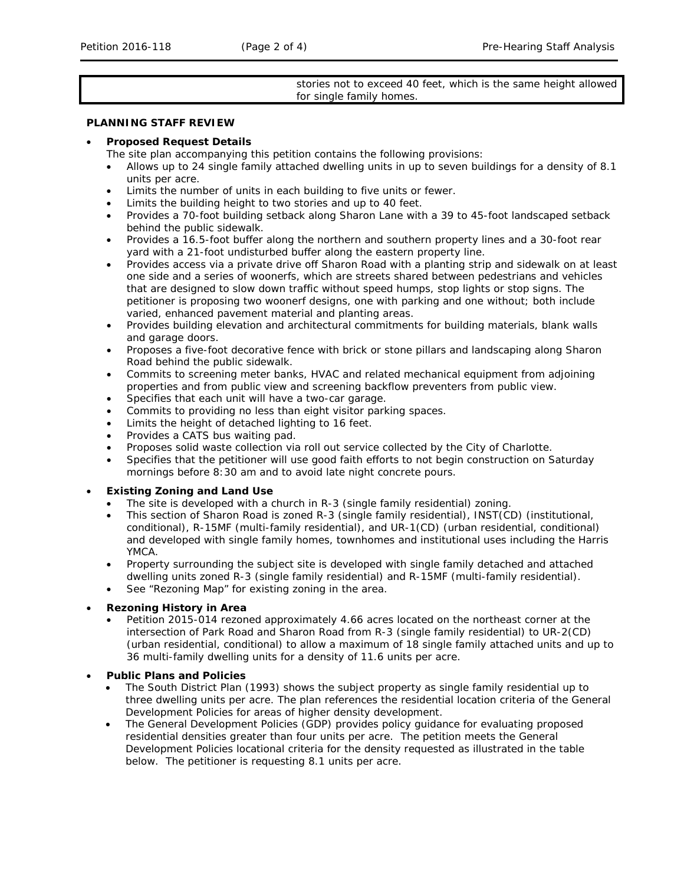| | stories not to exceed 40 feet, which is the same height allowed for single family homes. |
|---|---|

**PLANNING STAFF REVIEW**

- **Proposed Request Details**
  The site plan accompanying this petition contains the following provisions:
  - Allows up to 24 single family attached dwelling units in up to seven buildings for a density of 8.1 units per acre.
  - Limits the number of units in each building to five units or fewer.
  - Limits the building height to two stories and up to 40 feet.
  - Provides a 70-foot building setback along Sharon Lane with a 39 to 45-foot landscaped setback behind the public sidewalk.
  - Provides a 16.5-foot buffer along the northern and southern property lines and a 30-foot rear yard with a 21-foot undisturbed buffer along the eastern property line.
  - Provides access via a private drive off Sharon Road with a planting strip and sidewalk on at least one side and a series of woonerfs, which are streets shared between pedestrians and vehicles that are designed to slow down traffic without speed humps, stop lights or stop signs. The petitioner is proposing two woonerf designs, one with parking and one without; both include varied, enhanced pavement material and planting areas.
  - Provides building elevation and architectural commitments for building materials, blank walls and garage doors.
  - Proposes a five-foot decorative fence with brick or stone pillars and landscaping along Sharon Road behind the public sidewalk.
  - Commits to screening meter banks, HVAC and related mechanical equipment from adjoining properties and from public view and screening backflow preventers from public view.
  - Specifies that each unit will have a two-car garage.
  - Commits to providing no less than eight visitor parking spaces.
  - Limits the height of detached lighting to 16 feet.
  - Provides a CATS bus waiting pad.
  - Proposes solid waste collection via roll out service collected by the City of Charlotte.
  - Specifies that the petitioner will use good faith efforts to not begin construction on Saturday mornings before 8:30 am and to avoid late night concrete pours.

- **Existing Zoning and Land Use**
  - The site is developed with a church in R-3 (single family residential) zoning.
  - This section of Sharon Road is zoned R-3 (single family residential), INST(CD) (institutional, conditional), R-15MF (multi-family residential), and UR-1(CD) (urban residential, conditional) and developed with single family homes, townhomes and institutional uses including the Harris YMCA.
  - Property surrounding the subject site is developed with single family detached and attached dwelling units zoned R-3 (single family residential) and R-15MF (multi-family residential).
  - See "Rezoning Map" for existing zoning in the area.

- **Rezoning History in Area**
  - Petition 2015-014 rezoned approximately 4.66 acres located on the northeast corner at the intersection of Park Road and Sharon Road from R-3 (single family residential) to UR-2(CD) (urban residential, conditional) to allow a maximum of 18 single family attached units and up to 36 multi-family dwelling units for a density of 11.6 units per acre.

- **Public Plans and Policies**
  - The South District Plan (1993) shows the subject property as single family residential up to three dwelling units per acre. The plan references the residential location criteria of the General Development Policies for areas of higher density development.
  - The General Development Policies (GDP) provides policy guidance for evaluating proposed residential densities greater than four units per acre. The petition meets the General Development Policies locational criteria for the density requested as illustrated in the table below. The petitioner is requesting 8.1 units per acre.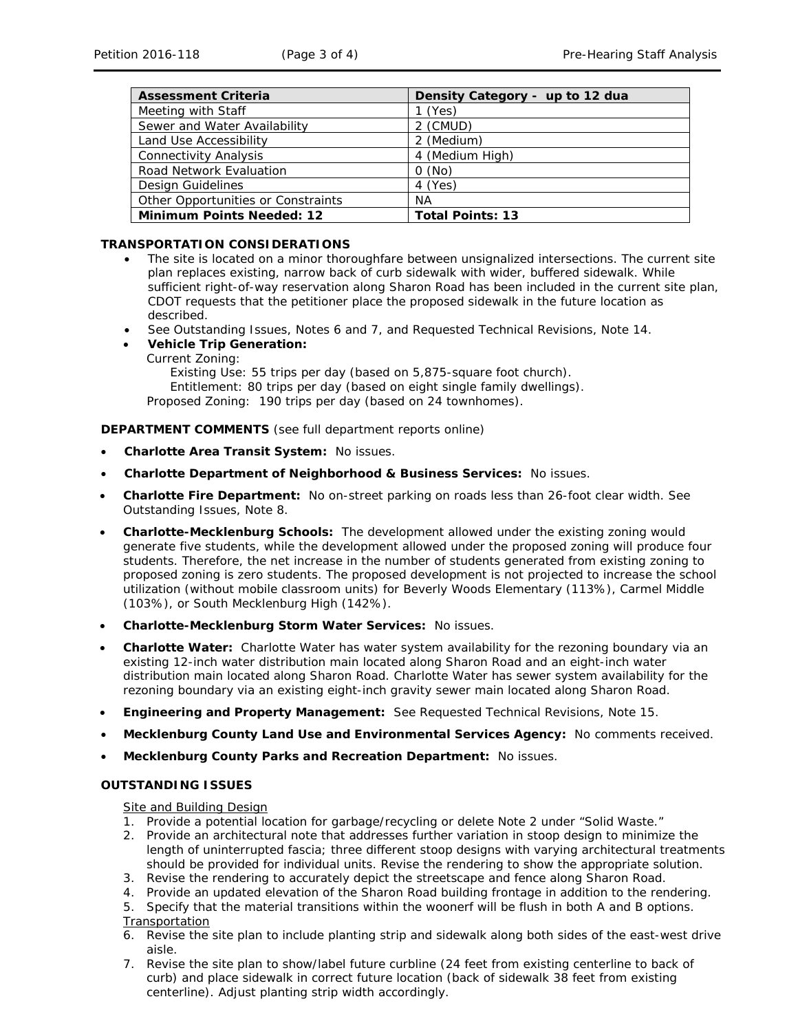| Assessment Criteria | Density Category - up to 12 dua |
|---|---|
| Meeting with Staff | 1 (Yes) |
| Sewer and Water Availability | 2 (CMUD) |
| Land Use Accessibility | 2 (Medium) |
| Connectivity Analysis | 4 (Medium High) |
| Road Network Evaluation | 0 (No) |
| Design Guidelines | 4 (Yes) |
| Other Opportunities or Constraints | NA |
| **Minimum Points Needed: 12** | **Total Points: 13** |

**TRANSPORTATION CONSIDERATIONS**

- The site is located on a minor thoroughfare between unsignalized intersections. The current site plan replaces existing, narrow back of curb sidewalk with wider, buffered sidewalk. While sufficient right-of-way reservation along Sharon Road has been included in the current site plan, CDOT requests that the petitioner place the proposed sidewalk in the future location as described.
- See Outstanding Issues, Notes 6 and 7, and Requested Technical Revisions, Note 14.
- **Vehicle Trip Generation:**
  Current Zoning:
    Existing Use: 55 trips per day (based on 5,875-square foot church).
    Entitlement: 80 trips per day (based on eight single family dwellings).
  Proposed Zoning: 190 trips per day (based on 24 townhomes).

**DEPARTMENT COMMENTS** (see full department reports online)

- **Charlotte Area Transit System:** No issues.
- **Charlotte Department of Neighborhood & Business Services:** No issues.
- **Charlotte Fire Department:** No on-street parking on roads less than 26-foot clear width. See Outstanding Issues, Note 8.
- **Charlotte-Mecklenburg Schools:** The development allowed under the existing zoning would generate five students, while the development allowed under the proposed zoning will produce four students. Therefore, the net increase in the number of students generated from existing zoning to proposed zoning is zero students. The proposed development is not projected to increase the school utilization (without mobile classroom units) for Beverly Woods Elementary (113%), Carmel Middle (103%), or South Mecklenburg High (142%).
- **Charlotte-Mecklenburg Storm Water Services:** No issues.
- **Charlotte Water:** Charlotte Water has water system availability for the rezoning boundary via an existing 12-inch water distribution main located along Sharon Road and an eight-inch water distribution main located along Sharon Road. Charlotte Water has sewer system availability for the rezoning boundary via an existing eight-inch gravity sewer main located along Sharon Road.
- **Engineering and Property Management:** See Requested Technical Revisions, Note 15.
- **Mecklenburg County Land Use and Environmental Services Agency:** No comments received.
- **Mecklenburg County Parks and Recreation Department:** No issues.

**OUTSTANDING ISSUES**

Site and Building Design

1. Provide a potential location for garbage/recycling or delete Note 2 under "Solid Waste."
2. Provide an architectural note that addresses further variation in stoop design to minimize the length of uninterrupted fascia; three different stoop designs with varying architectural treatments should be provided for individual units. Revise the rendering to show the appropriate solution.
3. Revise the rendering to accurately depict the streetscape and fence along Sharon Road.
4. Provide an updated elevation of the Sharon Road building frontage in addition to the rendering.
5. Specify that the material transitions within the woonerf will be flush in both A and B options.

Transportation

6. Revise the site plan to include planting strip and sidewalk along both sides of the east-west drive aisle.
7. Revise the site plan to show/label future curbline (24 feet from existing centerline to back of curb) and place sidewalk in correct future location (back of sidewalk 38 feet from existing centerline). Adjust planting strip width accordingly.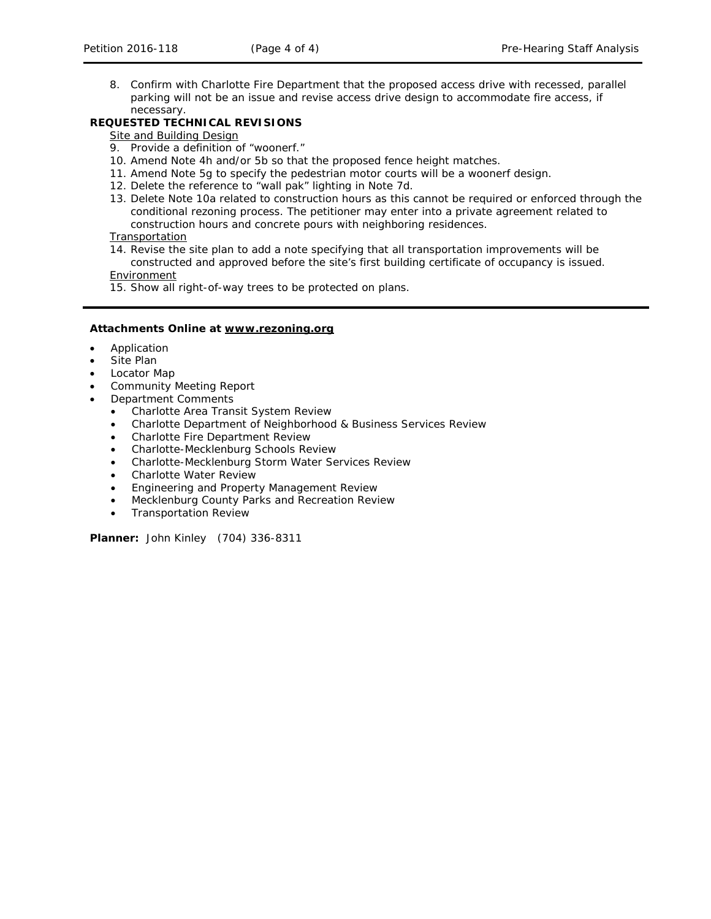8. Confirm with Charlotte Fire Department that the proposed access drive with recessed, parallel parking will not be an issue and revise access drive design to accommodate fire access, if necessary.

**REQUESTED TECHNICAL REVISIONS**

Site and Building Design

9. Provide a definition of "woonerf."
10. Amend Note 4h and/or 5b so that the proposed fence height matches.
11. Amend Note 5g to specify the pedestrian motor courts will be a woonerf design.
12. Delete the reference to "wall pak" lighting in Note 7d.
13. Delete Note 10a related to construction hours as this cannot be required or enforced through the conditional rezoning process. The petitioner may enter into a private agreement related to construction hours and concrete pours with neighboring residences.

Transportation

14. Revise the site plan to add a note specifying that all transportation improvements will be constructed and approved before the site's first building certificate of occupancy is issued.

Environment

15. Show all right-of-way trees to be protected on plans.

---

**Attachments Online at www.rezoning.org**

- Application
- Site Plan
- Locator Map
- Community Meeting Report
- Department Comments
  - Charlotte Area Transit System Review
  - Charlotte Department of Neighborhood & Business Services Review
  - Charlotte Fire Department Review
  - Charlotte-Mecklenburg Schools Review
  - Charlotte-Mecklenburg Storm Water Services Review
  - Charlotte Water Review
  - Engineering and Property Management Review
  - Mecklenburg County Parks and Recreation Review
  - Transportation Review

**Planner:** John Kinley (704) 336-8311